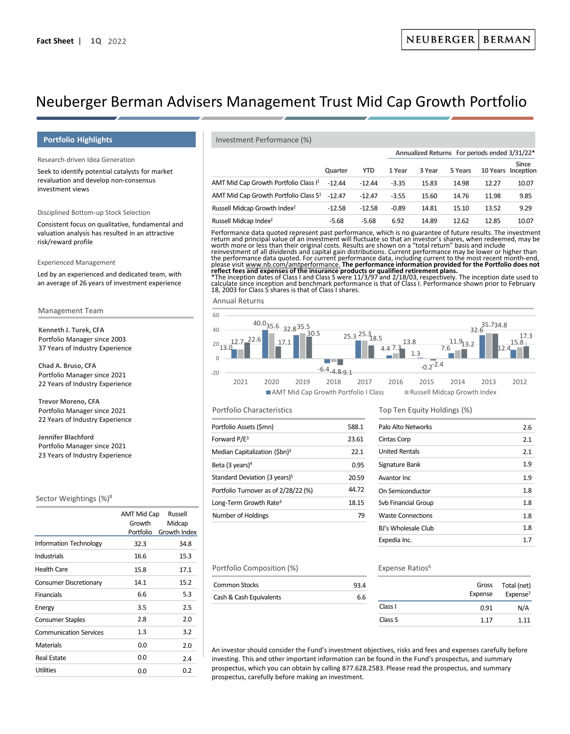# Neuberger Berman Advisers Management Trust Mid Cap Growth Portfolio

Fact Sheet | 1Q 2022

## Portfolio Highlights

**Research-driven Idea Generation**

Seek to identify potential catalysts for market revaluation and develop non-consensus investment views

**Disciplined Bottom-up Stock Selection**

Consistent focus on qualitative, fundamental and valuation analysis has resulted in an attractive risk/reward profile

**Experienced Management**

Led by an experienced and dedicated team, with an average of 26 years of investment experience

## Management Team

**Kenneth J. Turek, CFA**
Portfolio Manager since 2003
37 Years of Industry Experience

**Chad A. Bruso, CFA**
Portfolio Manager since 2021
22 Years of Industry Experience

**Trevor Moreno, CFA**
Portfolio Manager since 2021
22 Years of Industry Experience

**Jennifer Blachford**
Portfolio Manager since 2021
23 Years of Industry Experience

## Sector Weightings (%)[8]

| | AMT Mid Cap Growth Portfolio | Russell Midcap Growth Index |
|---|---|---|
| Information Technology | 32.3 | 34.8 |
| Industrials | 16.6 | 15.3 |
| Health Care | 15.8 | 17.1 |
| Consumer Discretionary | 14.1 | 15.2 |
| Financials | 6.6 | 5.3 |
| Energy | 3.5 | 2.5 |
| Consumer Staples | 2.8 | 2.0 |
| Communication Services | 1.3 | 3.2 |
| Materials | 0.0 | 2.0 |
| Real Estate | 0.0 | 2.4 |
| Utilities | 0.0 | 0.2 |

## Investment Performance (%)

| | | | Annualized Returns | For periods ended 3/31/22* | | | |
|---|---|---|---|---|---|---|---|
| | Quarter | YTD | 1 Year | 3 Year | 5 Years | 10 Years | Since Inception |
| AMT Mid Cap Growth Portfolio Class I[1] | -12.44 | -12.44 | -3.35 | 15.83 | 14.98 | 12.27 | 10.07 |
| AMT Mid Cap Growth Portfolio Class S[1] | -12.47 | -12.47 | -3.55 | 15.60 | 14.76 | 11.98 | 9.85 |
| Russell Midcap Growth Index[2] | -12.58 | -12.58 | -0.89 | 14.81 | 15.10 | 13.52 | 9.29 |
| Russell Midcap Index[2] | -5.68 | -5.68 | 6.92 | 14.89 | 12.62 | 12.85 | 10.07 |

Performance data quoted represent past performance, which is no guarantee of future results. The investment return and principal value of an investment will fluctuate so that an investor's shares, when redeemed, may be worth more or less than their original costs. Results are shown on a "total return" basis and include reinvestment of all dividends and capital gain distributions. Current performance may be lower or higher than the performance data quoted. For current performance data, including current to the most recent month-end, please visit www.nb.com/amtperformance. **The performance information provided for the Portfolio does not reflect fees and expenses of the insurance products or qualified retirement plans.**
*The inception dates of Class I and Class S were 11/3/97 and 2/18/03, respectively. The inception date used to calculate since inception and benchmark performance is that of Class I. Performance shown prior to February 18, 2003 for Class S shares is that of Class I shares.

## Annual Returns

| | 2021 | 2020 | 2019 | 2018 | 2017 | 2016 | 2015 | 2014 | 2013 | 2012 |
|---|---|---|---|---|---|---|---|---|---|---|
| AMT Mid Cap Growth Portfolio I Class | 13.0 | 40.0 | 32.8 | -6.4 | 25.3 | 4.4 | 1.3 | 7.6 | 32.6 | 12.4 |
| Russell Midcap Growth Index | 12.7 | 35.6 | 35.5 | -4.8 | 25.3 | 7.3 | -0.2 | 11.9 | 35.7 | 15.8 |
| (third series) | 22.6 | 17.1 | 30.5 | -9.1 | 18.5 | 13.8 | -2.4 | 13.2 | 34.8 | 17.3 |

## Portfolio Characteristics

| | |
|---|---|
| Portfolio Assets ($mn) | 588.1 |
| Forward P/E[3] | 23.61 |
| Median Capitalization ($bn)[3] | 22.1 |
| Beta (3 years)[4] | 0.95 |
| Standard Deviation (3 years)[5] | 20.59 |
| Portfolio Turnover as of 2/28/22 (%) | 44.72 |
| Long-Term Growth Rate[3] | 18.15 |
| Number of Holdings | 79 |

## Top Ten Equity Holdings (%)

| | |
|---|---|
| Palo Alto Networks | 2.6 |
| Cintas Corp | 2.1 |
| United Rentals | 2.1 |
| Signature Bank | 1.9 |
| Avantor Inc | 1.9 |
| On Semiconductor | 1.8 |
| Svb Financial Group | 1.8 |
| Waste Connections | 1.8 |
| BJ's Wholesale Club | 1.8 |
| Expedia Inc. | 1.7 |

## Portfolio Composition (%)

| | |
|---|---|
| Common Stocks | 93.4 |
| Cash & Cash Equivalents | 6.6 |

## Expense Ratios[6]

| | Gross Expense | Total (net) Expense[7] |
|---|---|---|
| Class I | 0.91 | N/A |
| Class S | 1.17 | 1.11 |

An investor should consider the Fund's investment objectives, risks and fees and expenses carefully before investing. This and other important information can be found in the Fund's prospectus, and summary prospectus, which you can obtain by calling 877.628.2583. Please read the prospectus, and summary prospectus, carefully before making an investment.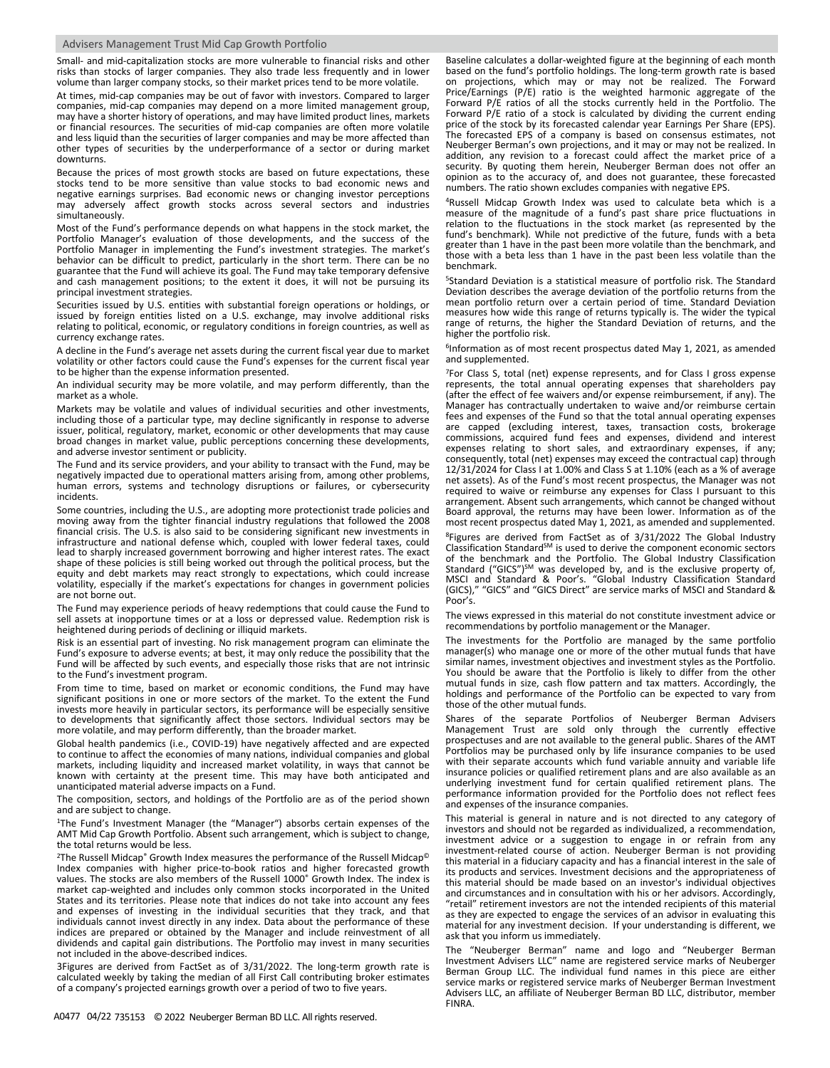Small- and mid-capitalization stocks are more vulnerable to financial risks and other risks than stocks of larger companies. They also trade less frequently and in lower volume than larger company stocks, so their market prices tend to be more volatile.

At times, mid-cap companies may be out of favor with investors. Compared to larger companies, mid-cap companies may depend on a more limited management group, may have a shorter history of operations, and may have limited product lines, markets or financial resources. The securities of mid-cap companies are often more volatile and less liquid than the securities of larger companies and may be more affected than other types of securities by the underperformance of a sector or during market downturns.

Because the prices of most growth stocks are based on future expectations, these stocks tend to be more sensitive than value stocks to bad economic news and negative earnings surprises. Bad economic news or changing investor perceptions may adversely affect growth stocks across several sectors and industries simultaneously.

Most of the Fund's performance depends on what happens in the stock market, the Portfolio Manager's evaluation of those developments, and the success of the Portfolio Manager in implementing the Fund's investment strategies. The market's behavior can be difficult to predict, particularly in the short term. There can be no guarantee that the Fund will achieve its goal. The Fund may take temporary defensive and cash management positions; to the extent it does, it will not be pursuing its principal investment strategies.

Securities issued by U.S. entities with substantial foreign operations or holdings, or issued by foreign entities listed on a U.S. exchange, may involve additional risks relating to political, economic, or regulatory conditions in foreign countries, as well as currency exchange rates.

A decline in the Fund's average net assets during the current fiscal year due to market volatility or other factors could cause the Fund's expenses for the current fiscal year to be higher than the expense information presented.

An individual security may be more volatile, and may perform differently, than the market as a whole.

Markets may be volatile and values of individual securities and other investments, including those of a particular type, may decline significantly in response to adverse issuer, political, regulatory, market, economic or other developments that may cause broad changes in market value, public perceptions concerning these developments, and adverse investor sentiment or publicity.

The Fund and its service providers, and your ability to transact with the Fund, may be negatively impacted due to operational matters arising from, among other problems, human errors, systems and technology disruptions or failures, or cybersecurity incidents.

Some countries, including the U.S., are adopting more protectionist trade policies and moving away from the tighter financial industry regulations that followed the 2008 financial crisis. The U.S. is also said to be considering significant new investments in infrastructure and national defense which, coupled with lower federal taxes, could lead to sharply increased government borrowing and higher interest rates. The exact shape of these policies is still being worked out through the political process, but the equity and debt markets may react strongly to expectations, which could increase volatility, especially if the market's expectations for changes in government policies are not borne out.

The Fund may experience periods of heavy redemptions that could cause the Fund to sell assets at inopportune times or at a loss or depressed value. Redemption risk is heightened during periods of declining or illiquid markets.

Risk is an essential part of investing. No risk management program can eliminate the Fund's exposure to adverse events; at best, it may only reduce the possibility that the Fund will be affected by such events, and especially those risks that are not intrinsic to the Fund's investment program.

From time to time, based on market or economic conditions, the Fund may have significant positions in one or more sectors of the market. To the extent the Fund invests more heavily in particular sectors, its performance will be especially sensitive to developments that significantly affect those sectors. Individual sectors may be more volatile, and may perform differently, than the broader market.

Global health pandemics (i.e., COVID-19) have negatively affected and are expected to continue to affect the economies of many nations, individual companies and global markets, including liquidity and increased market volatility, in ways that cannot be known with certainty at the present time. This may have both anticipated and unanticipated material adverse impacts on a Fund.

The composition, sectors, and holdings of the Portfolio are as of the period shown and are subject to change.

[1]The Fund's Investment Manager (the "Manager") absorbs certain expenses of the AMT Mid Cap Growth Portfolio. Absent such arrangement, which is subject to change, the total returns would be less.

[2]The Russell Midcap® Growth Index measures the performance of the Russell Midcap© Index companies with higher price-to-book ratios and higher forecasted growth values. The stocks are also members of the Russell 1000® Growth Index. The index is market cap-weighted and includes only common stocks incorporated in the United States and its territories. Please note that indices do not take into account any fees and expenses of investing in the individual securities that they track, and that individuals cannot invest directly in any index. Data about the performance of these indices are prepared or obtained by the Manager and include reinvestment of all dividends and capital gain distributions. The Portfolio may invest in many securities not included in the above-described indices.

3Figures are derived from FactSet as of 3/31/2022. The long-term growth rate is calculated weekly by taking the median of all First Call contributing broker estimates of a company's projected earnings growth over a period of two to five years. Baseline calculates a dollar-weighted figure at the beginning of each month based on the fund's portfolio holdings. The long-term growth rate is based on projections, which may or may not be realized. The Forward Price/Earnings (P/E) ratio is the weighted harmonic aggregate of the Forward P/E ratios of all the stocks currently held in the Portfolio. The Forward P/E ratio of a stock is calculated by dividing the current ending price of the stock by its forecasted calendar year Earnings Per Share (EPS). The forecasted EPS of a company is based on consensus estimates, not Neuberger Berman's own projections, and it may or may not be realized. In addition, any revision to a forecast could affect the market price of a security. By quoting them herein, Neuberger Berman does not offer an opinion as to the accuracy of, and does not guarantee, these forecasted numbers. The ratio shown excludes companies with negative EPS.

[4]Russell Midcap Growth Index was used to calculate beta which is a measure of the magnitude of a fund's past share price fluctuations in relation to the fluctuations in the stock market (as represented by the fund's benchmark). While not predictive of the future, funds with a beta greater than 1 have in the past been more volatile than the benchmark, and those with a beta less than 1 have in the past been less volatile than the benchmark.

[5]Standard Deviation is a statistical measure of portfolio risk. The Standard Deviation describes the average deviation of the portfolio returns from the mean portfolio return over a certain period of time. Standard Deviation measures how wide this range of returns typically is. The wider the typical range of returns, the higher the Standard Deviation of returns, and the higher the portfolio risk.

[6]Information as of most recent prospectus dated May 1, 2021, as amended and supplemented.

[7]For Class S, total (net) expense represents, and for Class I gross expense represents, the total annual operating expenses that shareholders pay (after the effect of fee waivers and/or expense reimbursement, if any). The Manager has contractually undertaken to waive and/or reimburse certain fees and expenses of the Fund so that the total annual operating expenses are capped (excluding interest, taxes, transaction costs, brokerage commissions, acquired fund fees and expenses, dividend and interest expenses relating to short sales, and extraordinary expenses, if any; consequently, total (net) expenses may exceed the contractual cap) through 12/31/2024 for Class I at 1.00% and Class S at 1.10% (each as a % of average net assets). As of the Fund's most recent prospectus, the Manager was not required to waive or reimburse any expenses for Class I pursuant to this arrangement. Absent such arrangements, which cannot be changed without Board approval, the returns may have been lower. Information as of the most recent prospectus dated May 1, 2021, as amended and supplemented.

[8]Figures are derived from FactSet as of 3/31/2022 The Global Industry Classification Standard℠ is used to derive the component economic sectors of the benchmark and the Portfolio. The Global Industry Classification Standard ("GICS")℠ was developed by, and is the exclusive property of, MSCI and Standard & Poor's. "Global Industry Classification Standard (GICS)," "GICS" and "GICS Direct" are service marks of MSCI and Standard & Poor's.

The views expressed in this material do not constitute investment advice or recommendations by portfolio management or the Manager.

The investments for the Portfolio are managed by the same portfolio manager(s) who manage one or more of the other mutual funds that have similar names, investment objectives and investment styles as the Portfolio. You should be aware that the Portfolio is likely to differ from the other mutual funds in size, cash flow pattern and tax matters. Accordingly, the holdings and performance of the Portfolio can be expected to vary from those of the other mutual funds.

Shares of the separate Portfolios of Neuberger Berman Advisers Management Trust are sold only through the currently effective prospectuses and are not available to the general public. Shares of the AMT Portfolios may be purchased only by life insurance companies to be used with their separate accounts which fund variable annuity and variable life insurance policies or qualified retirement plans and are also available as an underlying investment fund for certain qualified retirement plans. The performance information provided for the Portfolio does not reflect fees and expenses of the insurance companies.

This material is general in nature and is not directed to any category of investors and should not be regarded as individualized, a recommendation, investment advice or a suggestion to engage in or refrain from any investment-related course of action. Neuberger Berman is not providing this material in a fiduciary capacity and has a financial interest in the sale of its products and services. Investment decisions and the appropriateness of this material should be made based on an investor's individual objectives and circumstances and in consultation with his or her advisors. Accordingly, "retail" retirement investors are not the intended recipients of this material as they are expected to engage the services of an advisor in evaluating this material for any investment decision. If your understanding is different, we ask that you inform us immediately.

The "Neuberger Berman" name and logo and "Neuberger Berman Investment Advisers LLC" name are registered service marks of Neuberger Berman Group LLC. The individual fund names in this piece are either service marks or registered service marks of Neuberger Berman Investment Advisers LLC, an affiliate of Neuberger Berman BD LLC, distributor, member FINRA.

A0477 04/22 735153 © 2022 Neuberger Berman BD LLC. All rights reserved.